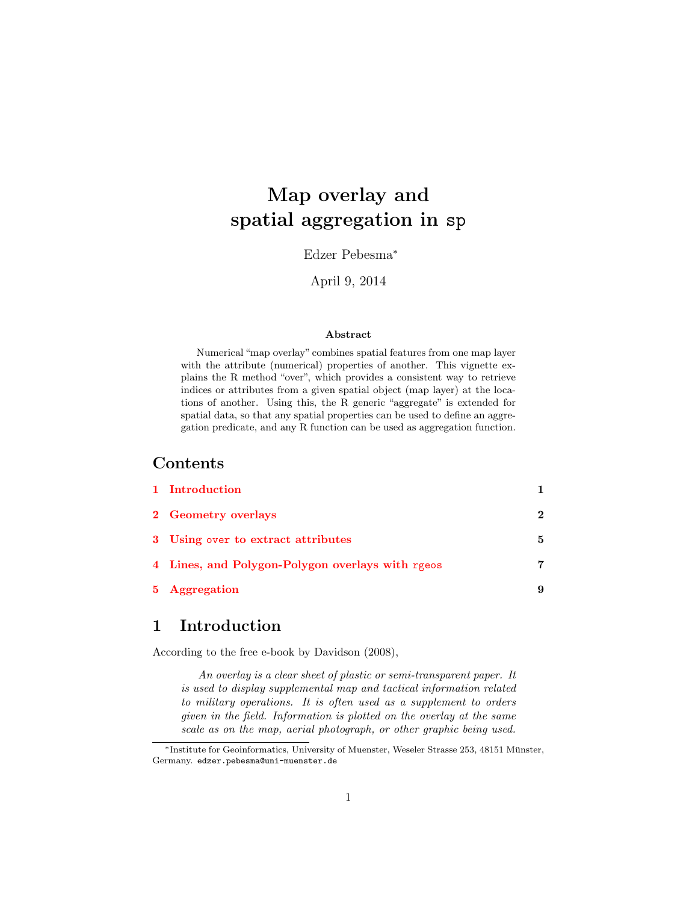# Map overlay and spatial aggregation in `sp`

Edzer Pebesma*

April 9, 2014

### Abstract

Numerical "map overlay" combines spatial features from one map layer with the attribute (numerical) properties of another. This vignette explains the R method "over", which provides a consistent way to retrieve indices or attributes from a given spatial object (map layer) at the locations of another. Using this, the R generic "aggregate" is extended for spatial data, so that any spatial properties can be used to define an aggregation predicate, and any R function can be used as aggregation function.

## Contents

| | | |
|---|---|---|
| 1 | Introduction | 1 |
| 2 | Geometry overlays | 2 |
| 3 | Using `over` to extract attributes | 5 |
| 4 | Lines, and Polygon-Polygon overlays with `rgeos` | 7 |
| 5 | Aggregation | 9 |

## 1 Introduction

According to the free e-book by Davidson (2008),

> *An overlay is a clear sheet of plastic or semi-transparent paper. It is used to display supplemental map and tactical information related to military operations. It is often used as a supplement to orders given in the field. Information is plotted on the overlay at the same scale as on the map, aerial photograph, or other graphic being used.*

---

*Institute for Geoinformatics, University of Muenster, Weseler Strasse 253, 48151 Münster, Germany. `edzer.pebesma@uni-muenster.de`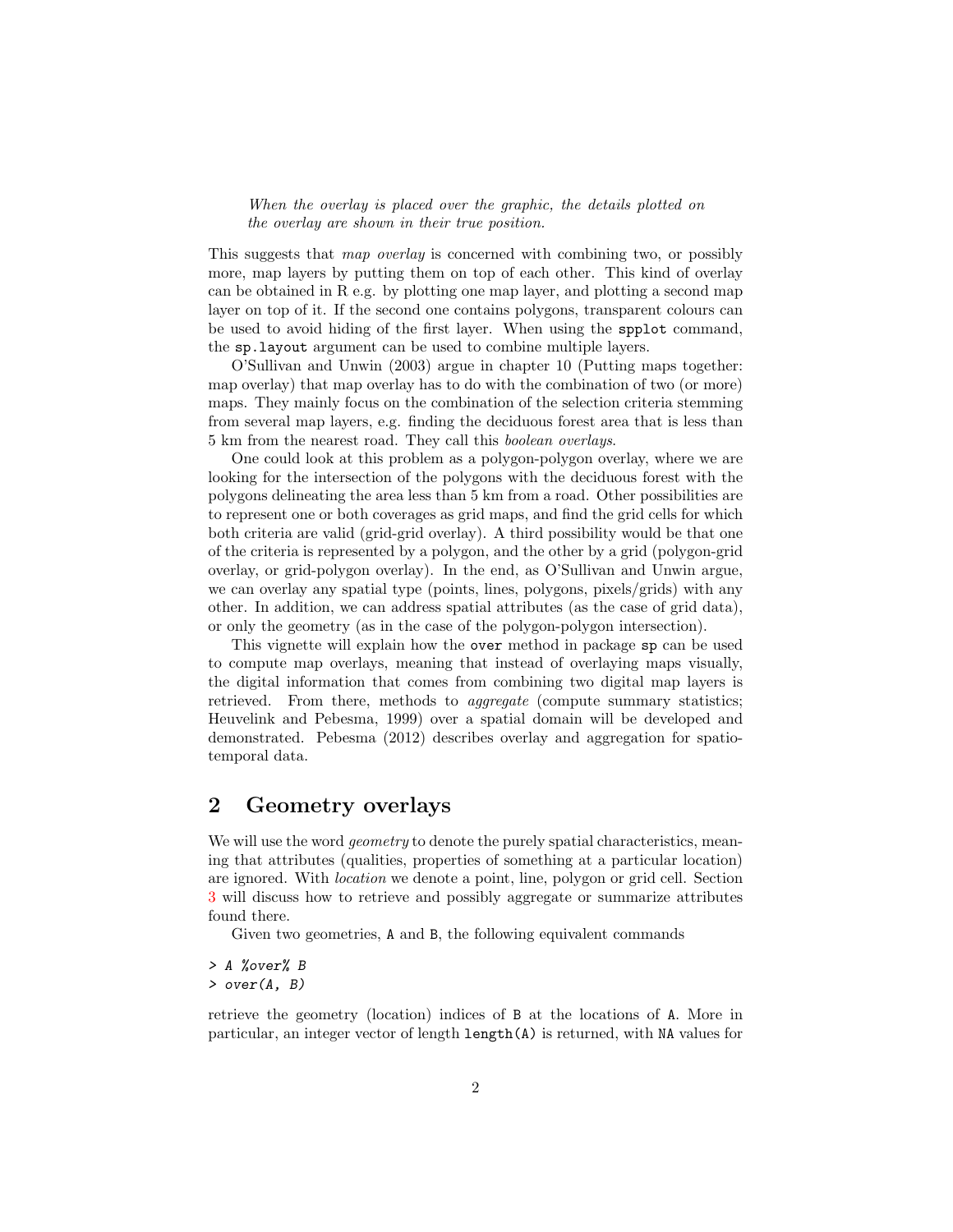*When the overlay is placed over the graphic, the details plotted on the overlay are shown in their true position.*

This suggests that *map overlay* is concerned with combining two, or possibly more, map layers by putting them on top of each other. This kind of overlay can be obtained in R e.g. by plotting one map layer, and plotting a second map layer on top of it. If the second one contains polygons, transparent colours can be used to avoid hiding of the first layer. When using the `spplot` command, the `sp.layout` argument can be used to combine multiple layers.

O'Sullivan and Unwin (2003) argue in chapter 10 (Putting maps together: map overlay) that map overlay has to do with the combination of two (or more) maps. They mainly focus on the combination of the selection criteria stemming from several map layers, e.g. finding the deciduous forest area that is less than 5 km from the nearest road. They call this *boolean overlays*.

One could look at this problem as a polygon-polygon overlay, where we are looking for the intersection of the polygons with the deciduous forest with the polygons delineating the area less than 5 km from a road. Other possibilities are to represent one or both coverages as grid maps, and find the grid cells for which both criteria are valid (grid-grid overlay). A third possibility would be that one of the criteria is represented by a polygon, and the other by a grid (polygon-grid overlay, or grid-polygon overlay). In the end, as O'Sullivan and Unwin argue, we can overlay any spatial type (points, lines, polygons, pixels/grids) with any other. In addition, we can address spatial attributes (as the case of grid data), or only the geometry (as in the case of the polygon-polygon intersection).

This vignette will explain how the `over` method in package `sp` can be used to compute map overlays, meaning that instead of overlaying maps visually, the digital information that comes from combining two digital map layers is retrieved. From there, methods to *aggregate* (compute summary statistics; Heuvelink and Pebesma, 1999) over a spatial domain will be developed and demonstrated. Pebesma (2012) describes overlay and aggregation for spatio-temporal data.

## 2 Geometry overlays

We will use the word *geometry* to denote the purely spatial characteristics, meaning that attributes (qualities, properties of something at a particular location) are ignored. With *location* we denote a point, line, polygon or grid cell. Section 3 will discuss how to retrieve and possibly aggregate or summarize attributes found there.

Given two geometries, `A` and `B`, the following equivalent commands

```
> A %over% B
> over(A, B)
```

retrieve the geometry (location) indices of `B` at the locations of `A`. More in particular, an integer vector of length `length(A)` is returned, with `NA` values for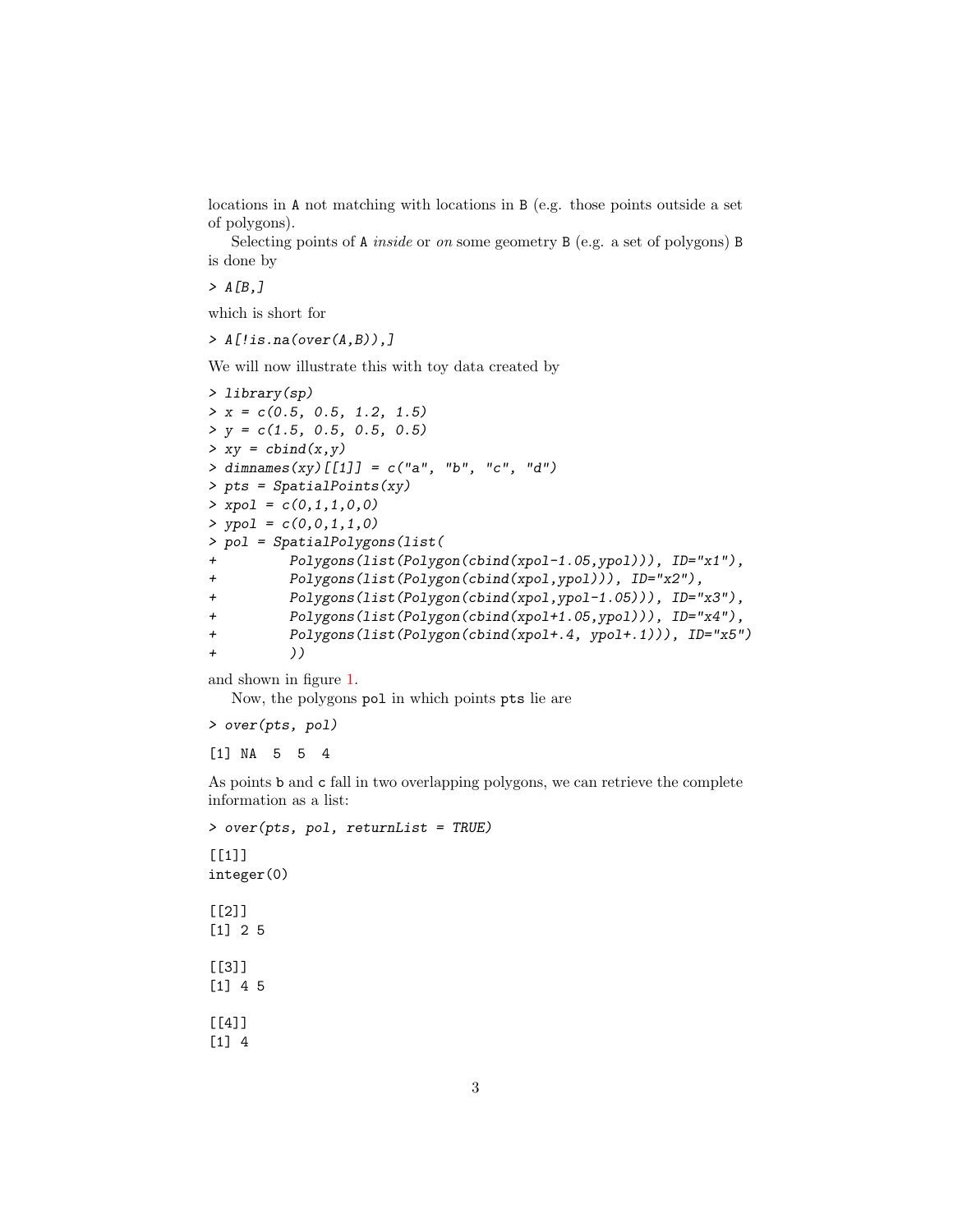locations in `A` not matching with locations in `B` (e.g. those points outside a set of polygons).

Selecting points of `A` *inside* or *on* some geometry `B` (e.g. a set of polygons) `B` is done by

```
> A[B,]
```

which is short for

```
> A[!is.na(over(A,B)),]
```

We will now illustrate this with toy data created by

```
> library(sp)
> x = c(0.5, 0.5, 1.2, 1.5)
> y = c(1.5, 0.5, 0.5, 0.5)
> xy = cbind(x,y)
> dimnames(xy)[[1]] = c("a", "b", "c", "d")
> pts = SpatialPoints(xy)
> xpol = c(0,1,1,0,0)
> ypol = c(0,0,1,1,0)
> pol = SpatialPolygons(list(
+         Polygons(list(Polygon(cbind(xpol-1.05,ypol))), ID="x1"),
+         Polygons(list(Polygon(cbind(xpol,ypol))), ID="x2"),
+         Polygons(list(Polygon(cbind(xpol,ypol-1.05))), ID="x3"),
+         Polygons(list(Polygon(cbind(xpol+1.05,ypol))), ID="x4"),
+         Polygons(list(Polygon(cbind(xpol+.4, ypol+.1))), ID="x5")
+         ))
```

and shown in figure 1.

Now, the polygons `pol` in which points `pts` lie are

```
> over(pts, pol)

[1] NA  5  5  4
```

As points `b` and `c` fall in two overlapping polygons, we can retrieve the complete information as a list:

```
> over(pts, pol, returnList = TRUE)

[[1]]
integer(0)

[[2]]
[1] 2 5

[[3]]
[1] 4 5

[[4]]
[1] 4
```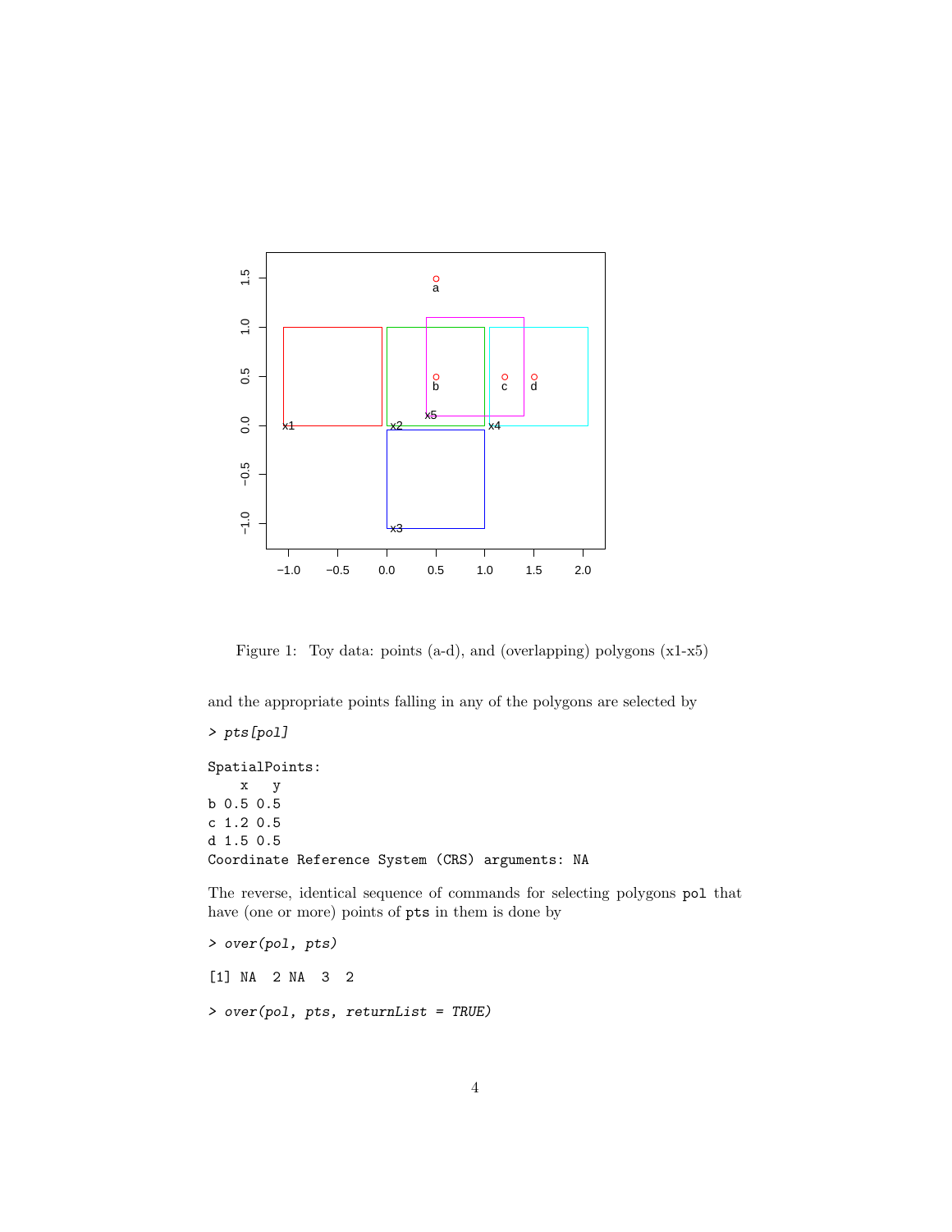Figure 1: Toy data: points (a-d), and (overlapping) polygons (x1-x5)

and the appropriate points falling in any of the polygons are selected by

```
> pts[pol]
```

```
SpatialPoints:
    x   y
b 0.5 0.5
c 1.2 0.5
d 1.5 0.5
Coordinate Reference System (CRS) arguments: NA
```

The reverse, identical sequence of commands for selecting polygons `pol` that have (one or more) points of `pts` in them is done by

```
> over(pol, pts)
```

```
[1] NA  2 NA  3  2
```

```
> over(pol, pts, returnList = TRUE)
```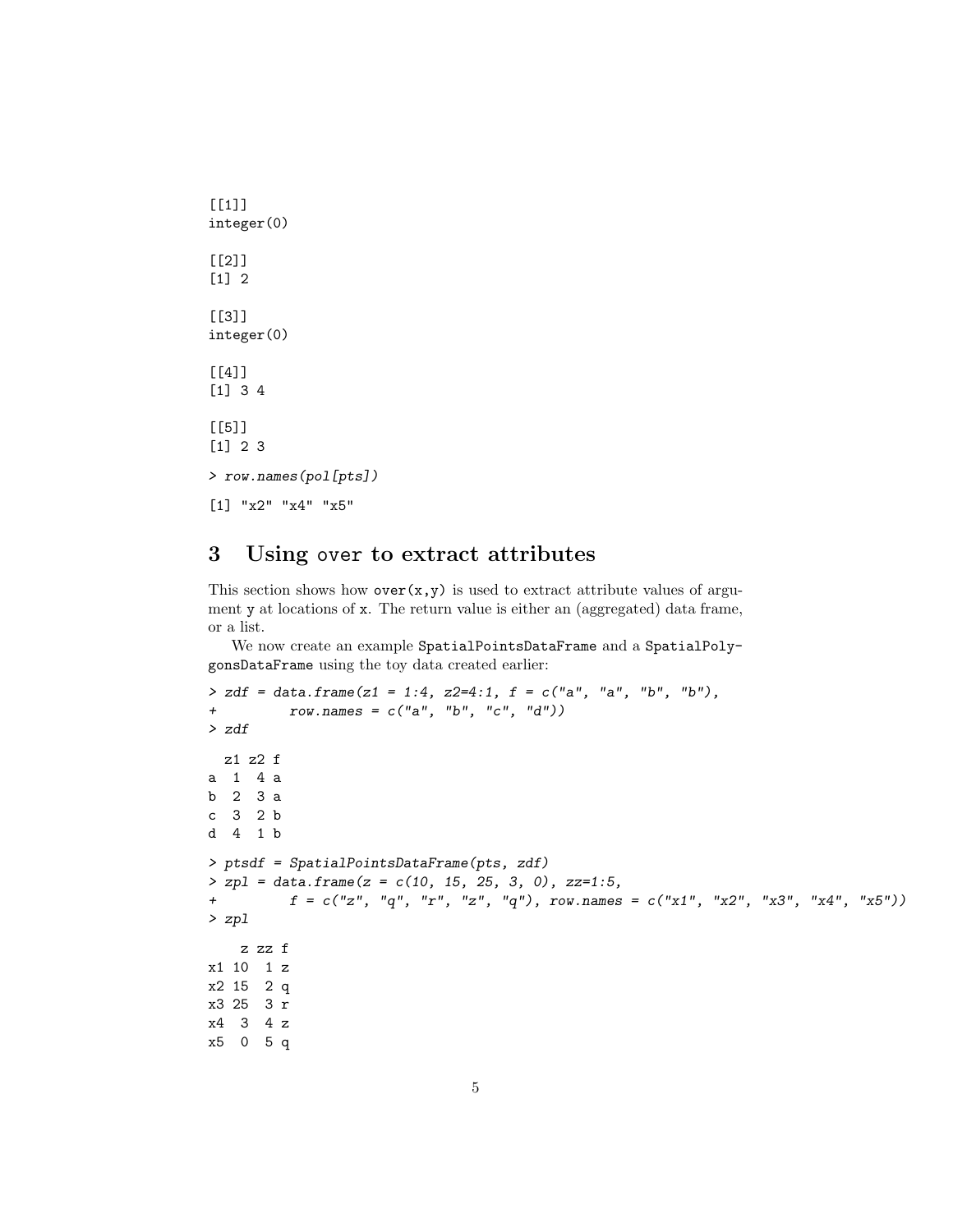```
[[1]]
integer(0)

[[2]]
[1] 2

[[3]]
integer(0)

[[4]]
[1] 3 4

[[5]]
[1] 2 3
```

```
> row.names(pol[pts])
```

```
[1] "x2" "x4" "x5"
```

## 3 Using over to extract attributes

This section shows how `over(x,y)` is used to extract attribute values of argument `y` at locations of `x`. The return value is either an (aggregated) data frame, or a list.

We now create an example `SpatialPointsDataFrame` and a `SpatialPolygonsDataFrame` using the toy data created earlier:

```
> zdf = data.frame(z1 = 1:4, z2=4:1, f = c("a", "a", "b", "b"),
+         row.names = c("a", "b", "c", "d"))
> zdf
```

```
  z1 z2 f
a  1  4 a
b  2  3 a
c  3  2 b
d  4  1 b
```

```
> ptsdf = SpatialPointsDataFrame(pts, zdf)
> zpl = data.frame(z = c(10, 15, 25, 3, 0), zz=1:5,
+         f = c("z", "q", "r", "z", "q"), row.names = c("x1", "x2", "x3", "x4", "x5"))
> zpl
```

```
    z zz f
x1 10  1 z
x2 15  2 q
x3 25  3 r
x4  3  4 z
x5  0  5 q
```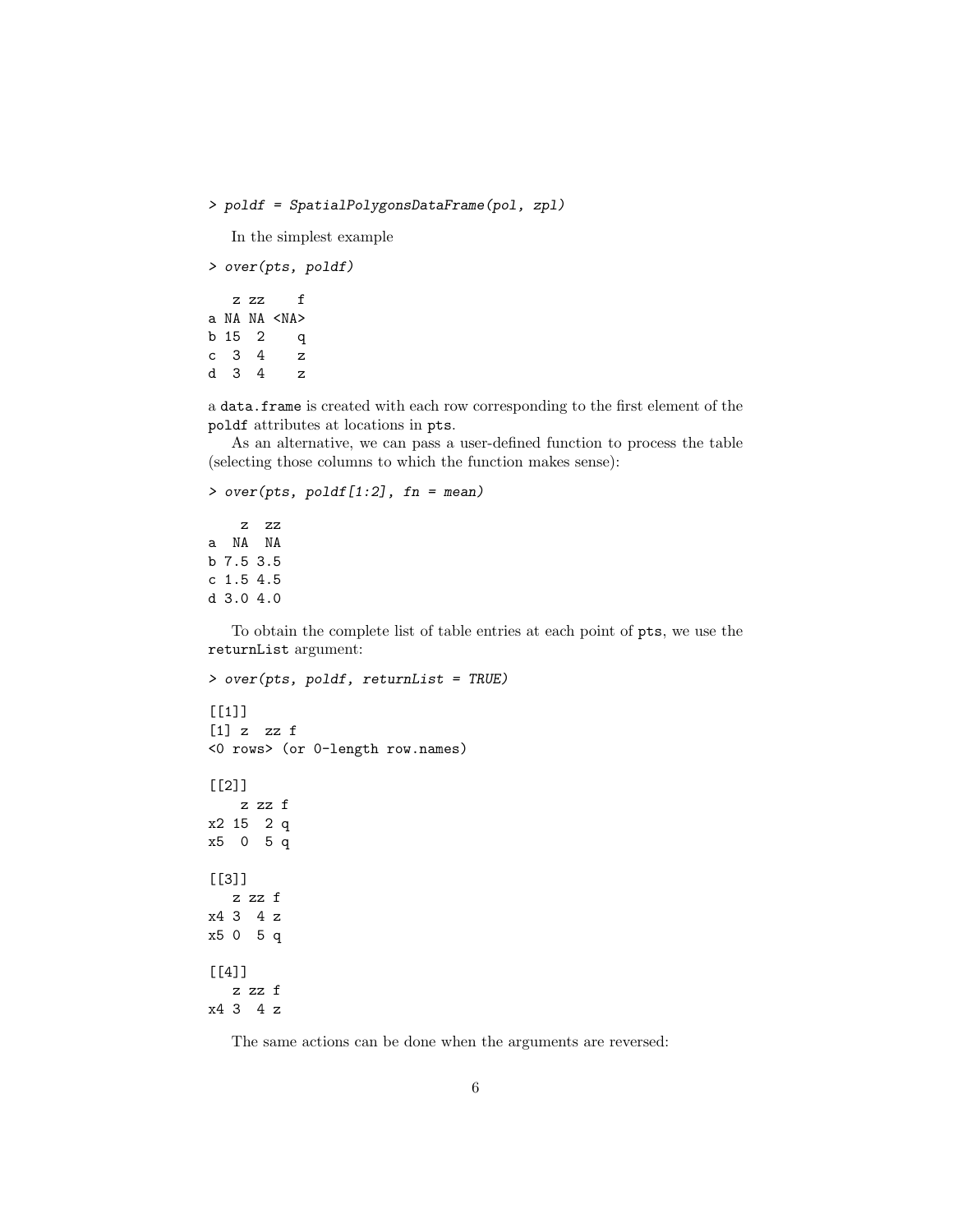```
> poldf = SpatialPolygonsDataFrame(pol, zpl)
```

In the simplest example

```
> over(pts, poldf)

   z zz    f
a NA NA <NA>
b 15  2    q
c  3  4    z
d  3  4    z
```

a `data.frame` is created with each row corresponding to the first element of the `poldf` attributes at locations in `pts`.

As an alternative, we can pass a user-defined function to process the table (selecting those columns to which the function makes sense):

```
> over(pts, poldf[1:2], fn = mean)

    z  zz
a  NA  NA
b 7.5 3.5
c 1.5 4.5
d 3.0 4.0
```

To obtain the complete list of table entries at each point of `pts`, we use the `returnList` argument:

```
> over(pts, poldf, returnList = TRUE)

[[1]]
[1] z  zz f
<0 rows> (or 0-length row.names)

[[2]]
    z zz f
x2 15  2 q
x5  0  5 q

[[3]]
   z zz f
x4 3  4 z
x5 0  5 q

[[4]]
   z zz f
x4 3  4 z
```

The same actions can be done when the arguments are reversed: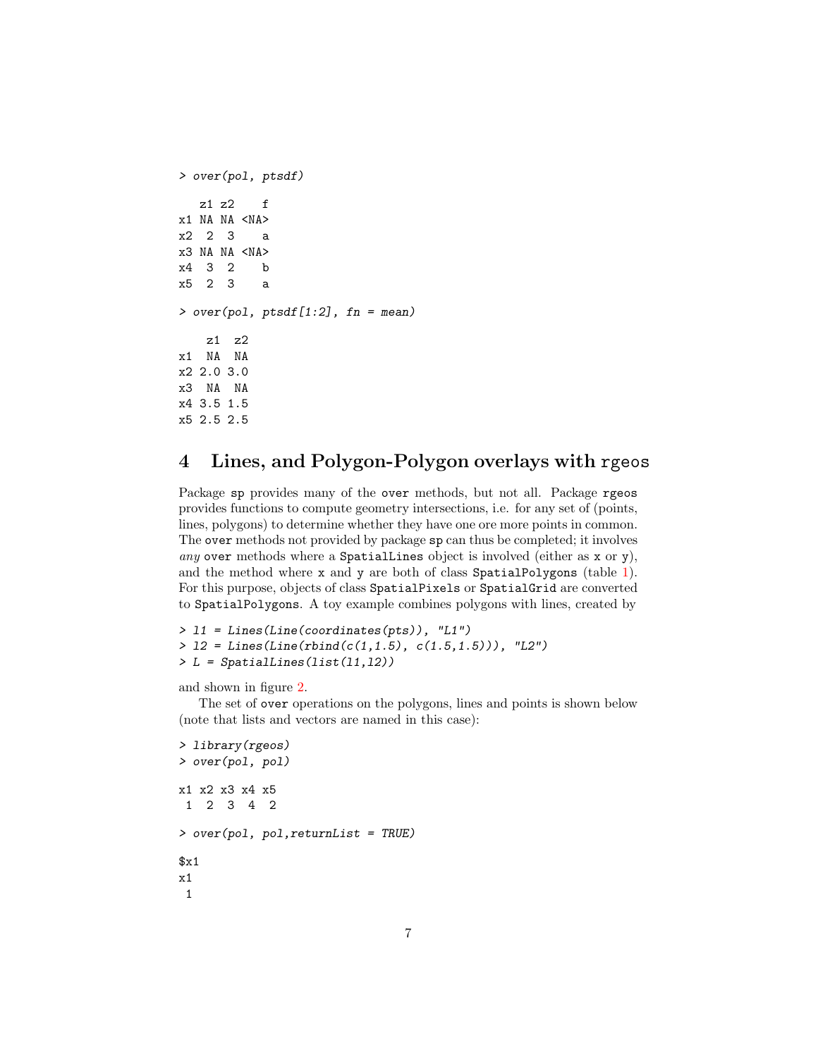```
> over(pol, ptsdf)

   z1 z2    f
x1 NA NA <NA>
x2  2  3    a
x3 NA NA <NA>
x4  3  2    b
x5  2  3    a

> over(pol, ptsdf[1:2], fn = mean)

    z1  z2
x1  NA  NA
x2 2.0 3.0
x3  NA  NA
x4 3.5 1.5
x5 2.5 2.5
```

## 4 Lines, and Polygon-Polygon overlays with rgeos

Package sp provides many of the over methods, but not all. Package rgeos provides functions to compute geometry intersections, i.e. for any set of (points, lines, polygons) to determine whether they have one ore more points in common. The over methods not provided by package sp can thus be completed; it involves *any* over methods where a SpatialLines object is involved (either as x or y), and the method where x and y are both of class SpatialPolygons (table 1). For this purpose, objects of class SpatialPixels or SpatialGrid are converted to SpatialPolygons. A toy example combines polygons with lines, created by

```
> l1 = Lines(Line(coordinates(pts)), "L1")
> l2 = Lines(Line(rbind(c(1,1.5), c(1.5,1.5))), "L2")
> L = SpatialLines(list(l1,l2))
```

and shown in figure 2.

The set of over operations on the polygons, lines and points is shown below (note that lists and vectors are named in this case):

```
> library(rgeos)
> over(pol, pol)

x1 x2 x3 x4 x5
 1  2  3  4  2

> over(pol, pol,returnList = TRUE)

$x1
x1
 1
```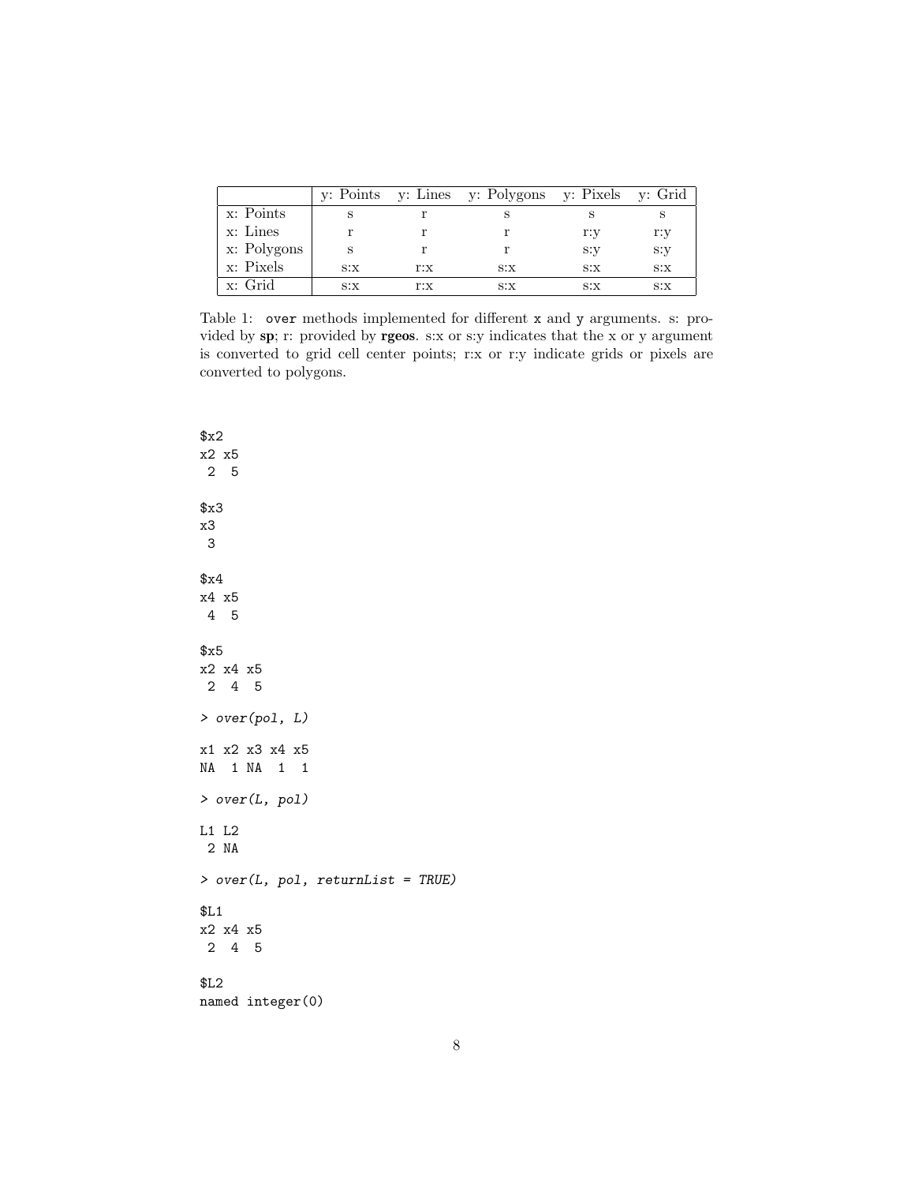|  | y: Points | y: Lines | y: Polygons | y: Pixels | y: Grid |
|---|---|---|---|---|---|
| x: Points | s | r | s | s | s |
| x: Lines | r | r | r | r:y | r:y |
| x: Polygons | s | r | r | s:y | s:y |
| x: Pixels | s:x | r:x | s:x | s:x | s:x |
| x: Grid | s:x | r:x | s:x | s:x | s:x |

Table 1: `over` methods implemented for different `x` and `y` arguments. s: provided by **sp**; r: provided by **rgeos**. s:x or s:y indicates that the x or y argument is converted to grid cell center points; r:x or r:y indicate grids or pixels are converted to polygons.

```
$x2
x2 x5
 2  5

$x3
x3
 3

$x4
x4 x5
 4  5

$x5
x2 x4 x5
 2  4  5

> over(pol, L)

x1 x2 x3 x4 x5
NA  1 NA  1  1

> over(L, pol)

L1 L2
 2 NA

> over(L, pol, returnList = TRUE)

$L1
x2 x4 x5
 2  4  5

$L2
named integer(0)
```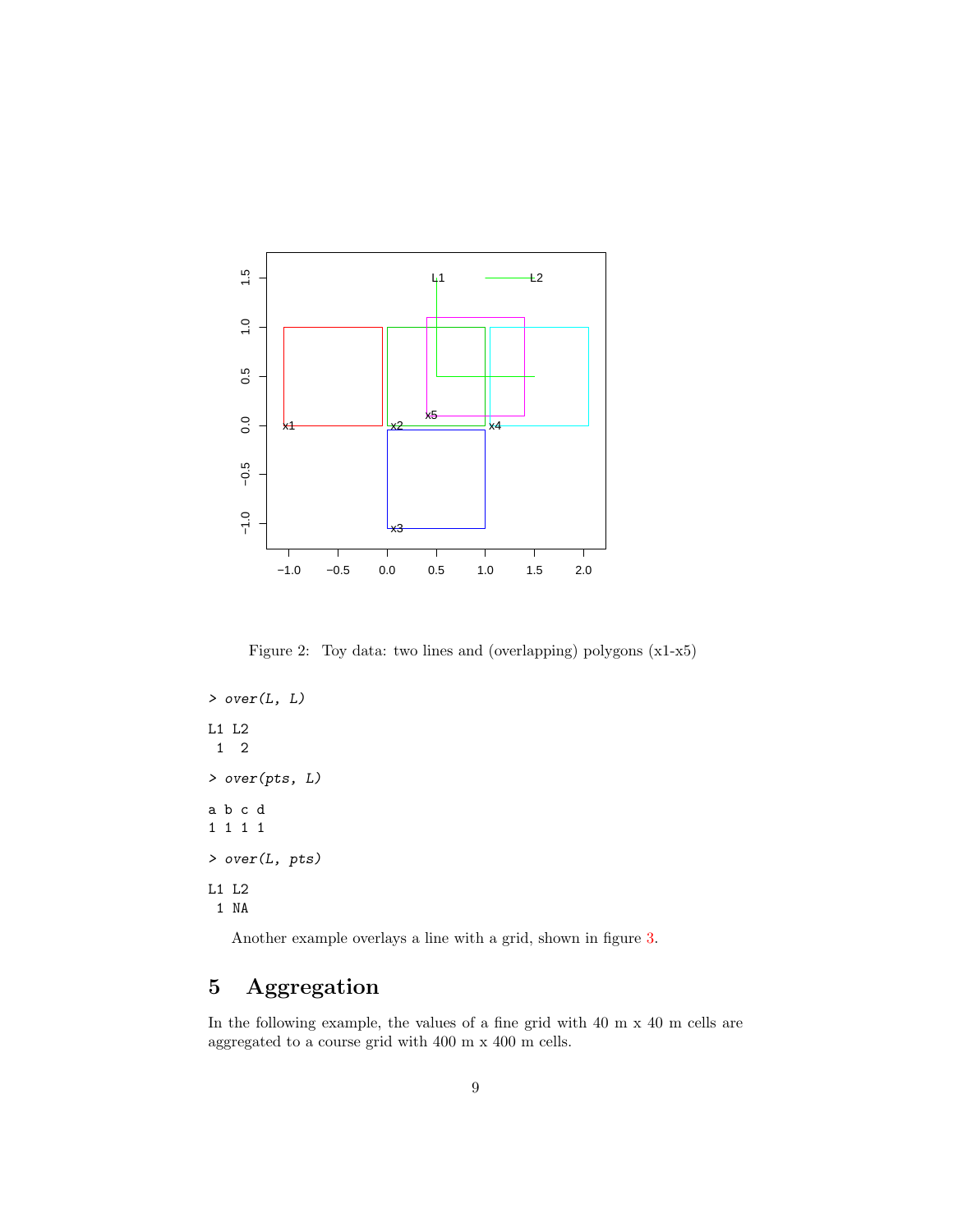Figure 2: Toy data: two lines and (overlapping) polygons (x1-x5)

```
> over(L, L)

L1 L2
 1  2

> over(pts, L)

a b c d
1 1 1 1

> over(L, pts)

L1 L2
 1 NA
```

Another example overlays a line with a grid, shown in figure 3.

# 5 Aggregation

In the following example, the values of a fine grid with 40 m x 40 m cells are aggregated to a course grid with 400 m x 400 m cells.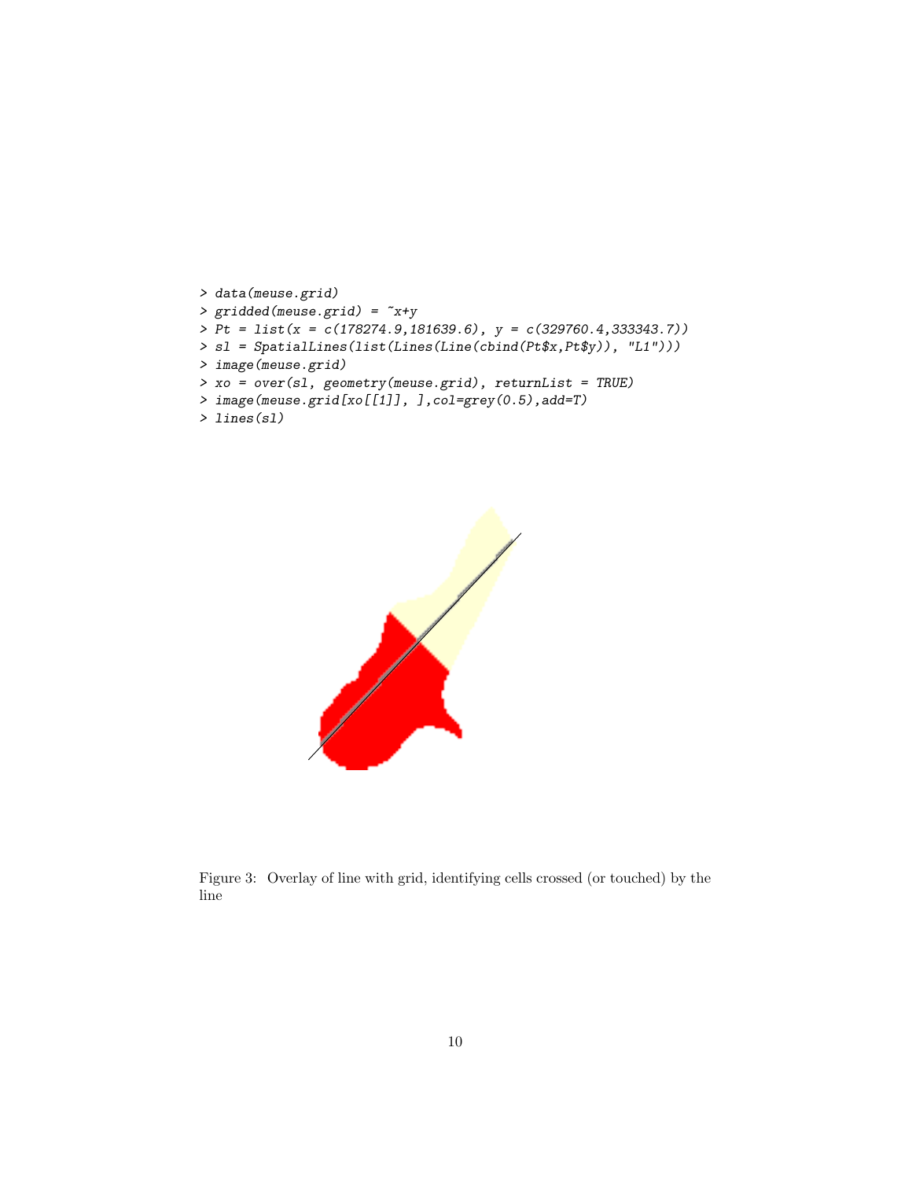```
> data(meuse.grid)
> gridded(meuse.grid) = ~x+y
> Pt = list(x = c(178274.9,181639.6), y = c(329760.4,333343.7))
> sl = SpatialLines(list(Lines(Line(cbind(Pt$x,Pt$y)), "L1")))
> image(meuse.grid)
> xo = over(sl, geometry(meuse.grid), returnList = TRUE)
> image(meuse.grid[xo[[1]], ],col=grey(0.5),add=T)
> lines(sl)
```

Figure 3: Overlay of line with grid, identifying cells crossed (or touched) by the line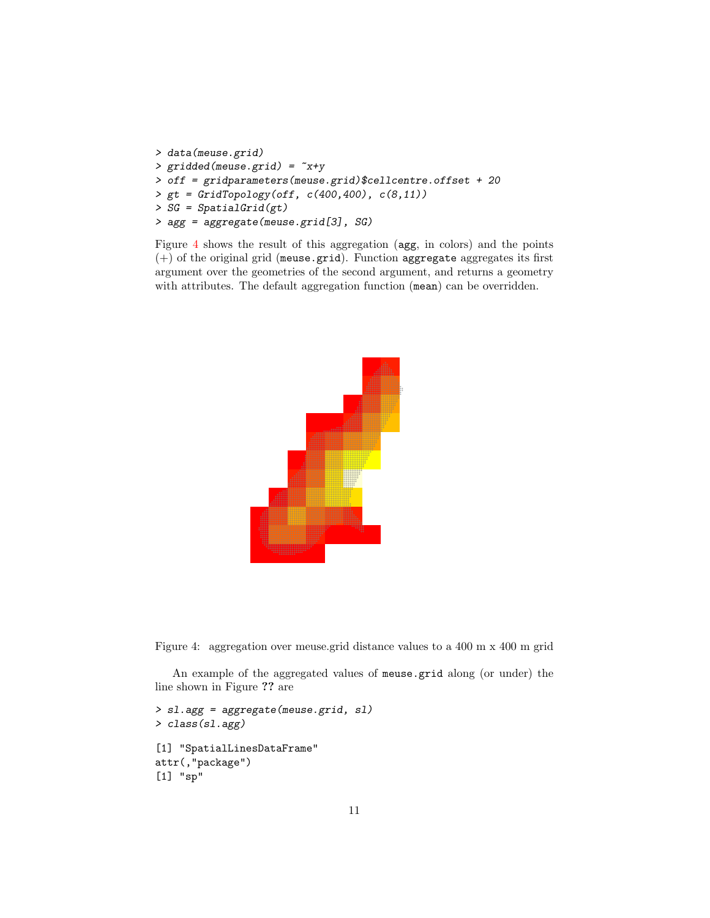```
> data(meuse.grid)
> gridded(meuse.grid) = ~x+y
> off = gridparameters(meuse.grid)$cellcentre.offset + 20
> gt = GridTopology(off, c(400,400), c(8,11))
> SG = SpatialGrid(gt)
> agg = aggregate(meuse.grid[3], SG)
```

Figure 4 shows the result of this aggregation (`agg`, in colors) and the points (+) of the original grid (`meuse.grid`). Function `aggregate` aggregates its first argument over the geometries of the second argument, and returns a geometry with attributes. The default aggregation function (`mean`) can be overridden.

Figure 4: aggregation over meuse.grid distance values to a 400 m x 400 m grid

An example of the aggregated values of `meuse.grid` along (or under) the line shown in Figure ?? are

```
> sl.agg = aggregate(meuse.grid, sl)
> class(sl.agg)

[1] "SpatialLinesDataFrame"
attr(,"package")
[1] "sp"
```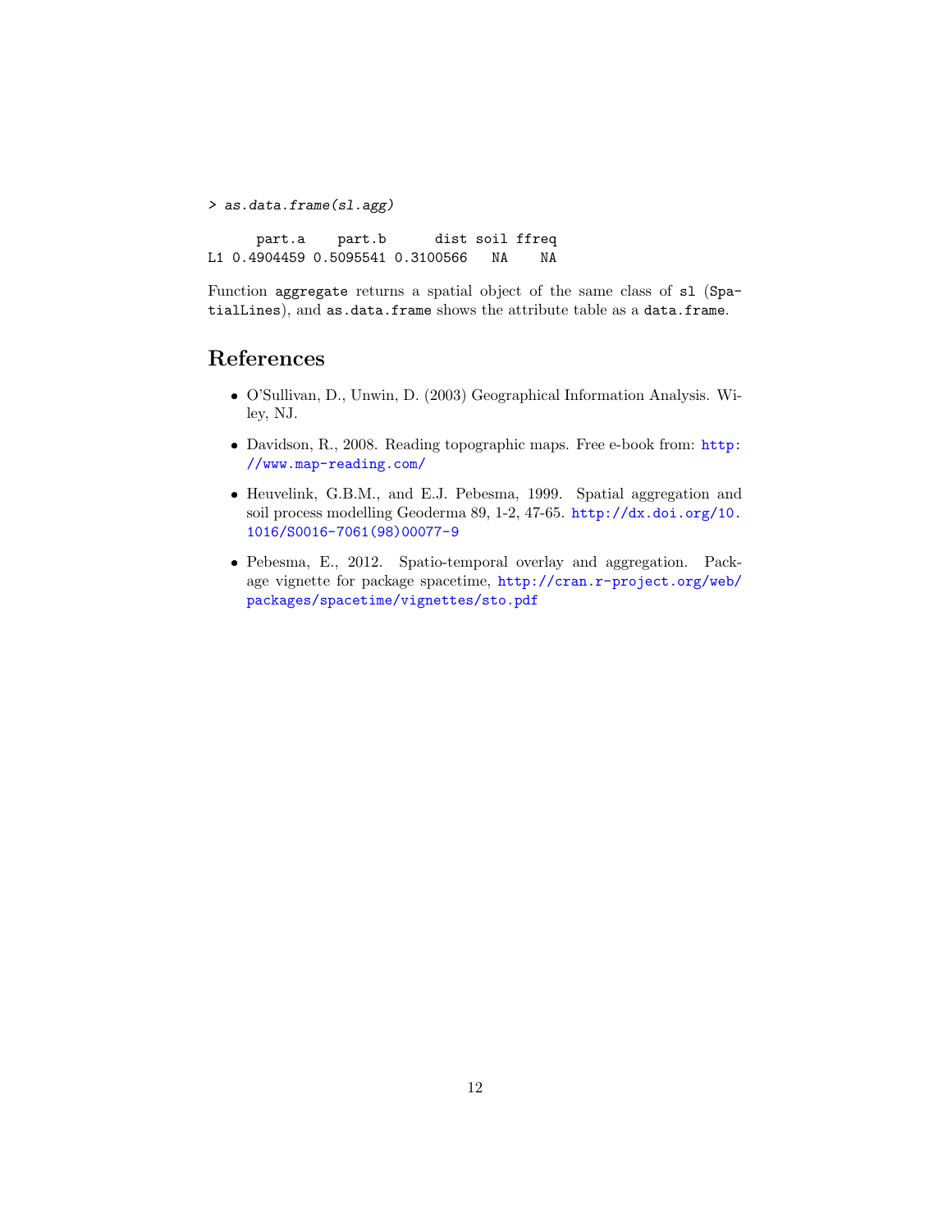```
> as.data.frame(sl.agg)

      part.a    part.b      dist soil ffreq
L1 0.4904459 0.5095541 0.3100566   NA    NA
```

Function `aggregate` returns a spatial object of the same class of `sl` (`SpatialLines`), and `as.data.frame` shows the attribute table as a `data.frame`.

## References

- O'Sullivan, D., Unwin, D. (2003) Geographical Information Analysis. Wiley, NJ.
- Davidson, R., 2008. Reading topographic maps. Free e-book from: http://www.map-reading.com/
- Heuvelink, G.B.M., and E.J. Pebesma, 1999. Spatial aggregation and soil process modelling Geoderma 89, 1-2, 47-65. http://dx.doi.org/10.1016/S0016-7061(98)00077-9
- Pebesma, E., 2012. Spatio-temporal overlay and aggregation. Package vignette for package spacetime, http://cran.r-project.org/web/packages/spacetime/vignettes/sto.pdf